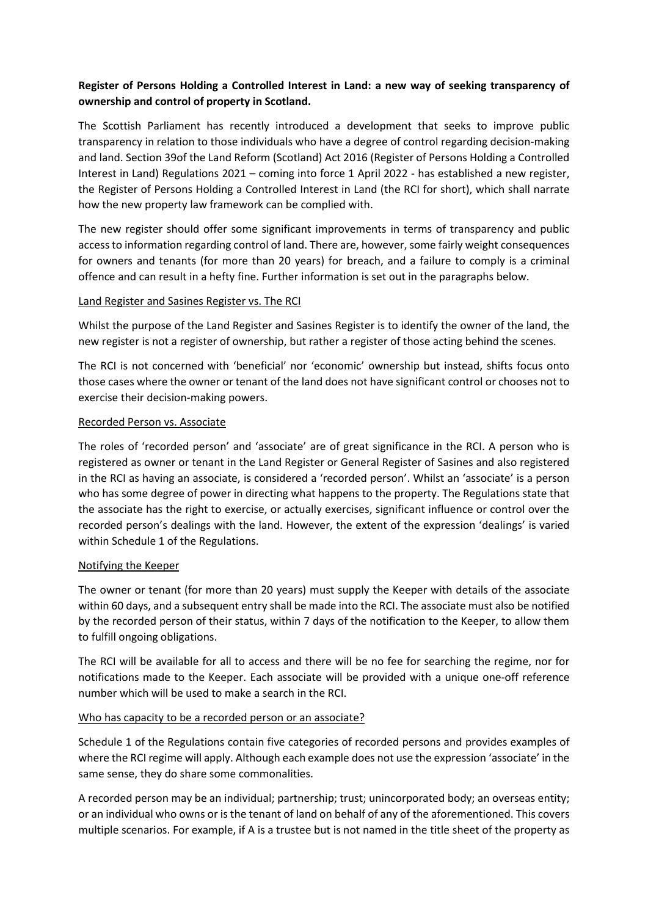**Register of Persons Holding a Controlled Interest in Land: a new way of seeking transparency of ownership and control of property in Scotland.**

The Scottish Parliament has recently introduced a development that seeks to improve public transparency in relation to those individuals who have a degree of control regarding decision-making and land. Section 39of the Land Reform (Scotland) Act 2016 (Register of Persons Holding a Controlled Interest in Land) Regulations 2021 – coming into force 1 April 2022 - has established a new register, the Register of Persons Holding a Controlled Interest in Land (the RCI for short), which shall narrate how the new property law framework can be complied with.

The new register should offer some significant improvements in terms of transparency and public access to information regarding control of land. There are, however, some fairly weight consequences for owners and tenants (for more than 20 years) for breach, and a failure to comply is a criminal offence and can result in a hefty fine. Further information is set out in the paragraphs below.

Land Register and Sasines Register vs. The RCI

Whilst the purpose of the Land Register and Sasines Register is to identify the owner of the land, the new register is not a register of ownership, but rather a register of those acting behind the scenes.

The RCI is not concerned with 'beneficial' nor 'economic' ownership but instead, shifts focus onto those cases where the owner or tenant of the land does not have significant control or chooses not to exercise their decision-making powers.

Recorded Person vs. Associate

The roles of 'recorded person' and 'associate' are of great significance in the RCI. A person who is registered as owner or tenant in the Land Register or General Register of Sasines and also registered in the RCI as having an associate, is considered a 'recorded person'. Whilst an 'associate' is a person who has some degree of power in directing what happens to the property. The Regulations state that the associate has the right to exercise, or actually exercises, significant influence or control over the recorded person's dealings with the land. However, the extent of the expression 'dealings' is varied within Schedule 1 of the Regulations.

Notifying the Keeper

The owner or tenant (for more than 20 years) must supply the Keeper with details of the associate within 60 days, and a subsequent entry shall be made into the RCI. The associate must also be notified by the recorded person of their status, within 7 days of the notification to the Keeper, to allow them to fulfill ongoing obligations.

The RCI will be available for all to access and there will be no fee for searching the regime, nor for notifications made to the Keeper. Each associate will be provided with a unique one-off reference number which will be used to make a search in the RCI.

Who has capacity to be a recorded person or an associate?

Schedule 1 of the Regulations contain five categories of recorded persons and provides examples of where the RCI regime will apply. Although each example does not use the expression 'associate' in the same sense, they do share some commonalities.

A recorded person may be an individual; partnership; trust; unincorporated body; an overseas entity; or an individual who owns or is the tenant of land on behalf of any of the aforementioned. This covers multiple scenarios. For example, if A is a trustee but is not named in the title sheet of the property as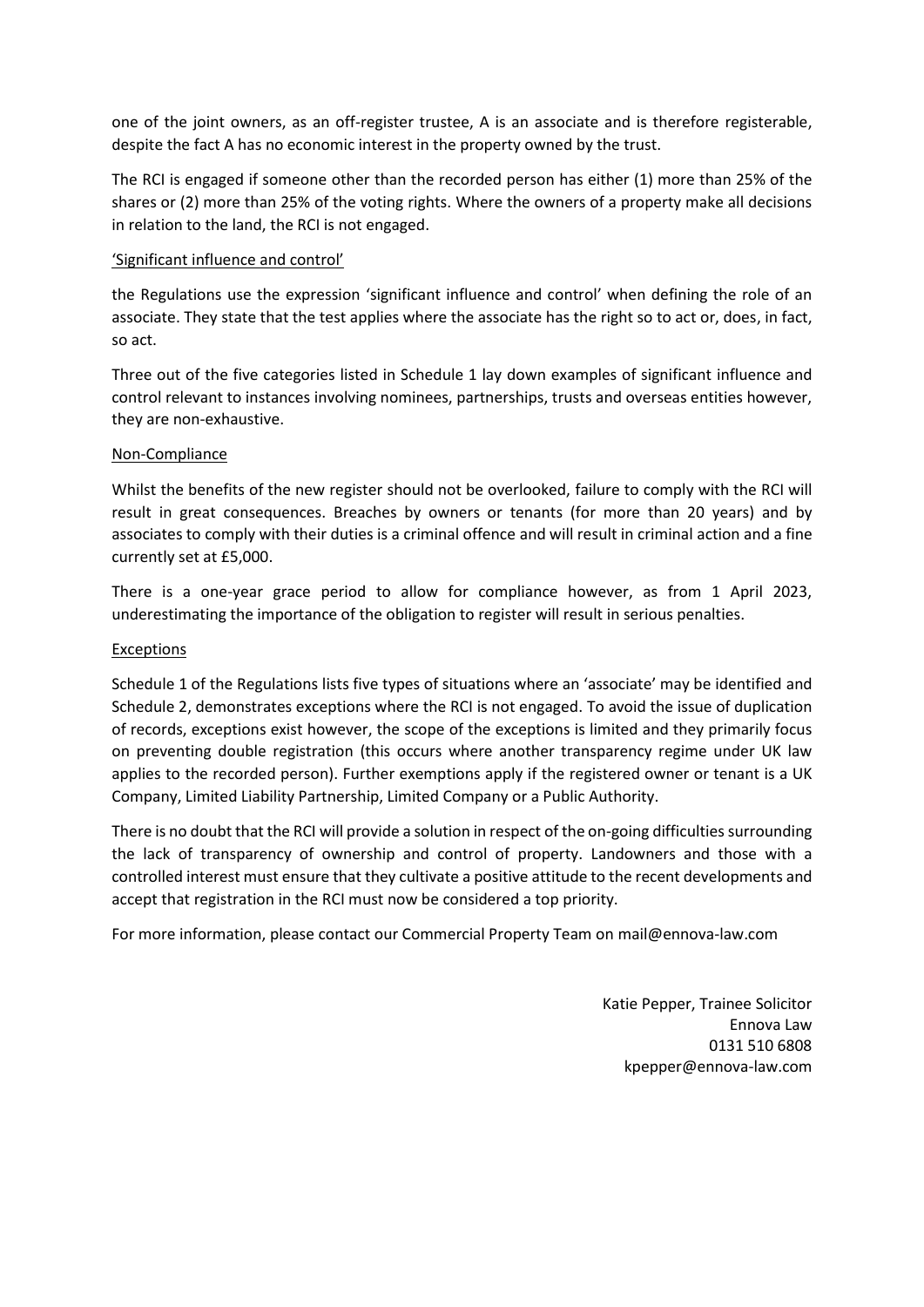one of the joint owners, as an off-register trustee, A is an associate and is therefore registerable, despite the fact A has no economic interest in the property owned by the trust.

The RCI is engaged if someone other than the recorded person has either (1) more than 25% of the shares or (2) more than 25% of the voting rights. Where the owners of a property make all decisions in relation to the land, the RCI is not engaged.

'Significant influence and control'

the Regulations use the expression 'significant influence and control' when defining the role of an associate. They state that the test applies where the associate has the right so to act or, does, in fact, so act.

Three out of the five categories listed in Schedule 1 lay down examples of significant influence and control relevant to instances involving nominees, partnerships, trusts and overseas entities however, they are non-exhaustive.

Non-Compliance

Whilst the benefits of the new register should not be overlooked, failure to comply with the RCI will result in great consequences. Breaches by owners or tenants (for more than 20 years) and by associates to comply with their duties is a criminal offence and will result in criminal action and a fine currently set at £5,000.

There is a one-year grace period to allow for compliance however, as from 1 April 2023, underestimating the importance of the obligation to register will result in serious penalties.

Exceptions

Schedule 1 of the Regulations lists five types of situations where an 'associate' may be identified and Schedule 2, demonstrates exceptions where the RCI is not engaged. To avoid the issue of duplication of records, exceptions exist however, the scope of the exceptions is limited and they primarily focus on preventing double registration (this occurs where another transparency regime under UK law applies to the recorded person). Further exemptions apply if the registered owner or tenant is a UK Company, Limited Liability Partnership, Limited Company or a Public Authority.

There is no doubt that the RCI will provide a solution in respect of the on-going difficulties surrounding the lack of transparency of ownership and control of property. Landowners and those with a controlled interest must ensure that they cultivate a positive attitude to the recent developments and accept that registration in the RCI must now be considered a top priority.

For more information, please contact our Commercial Property Team on mail@ennova-law.com

Katie Pepper, Trainee Solicitor
Ennova Law
0131 510 6808
kpepper@ennova-law.com